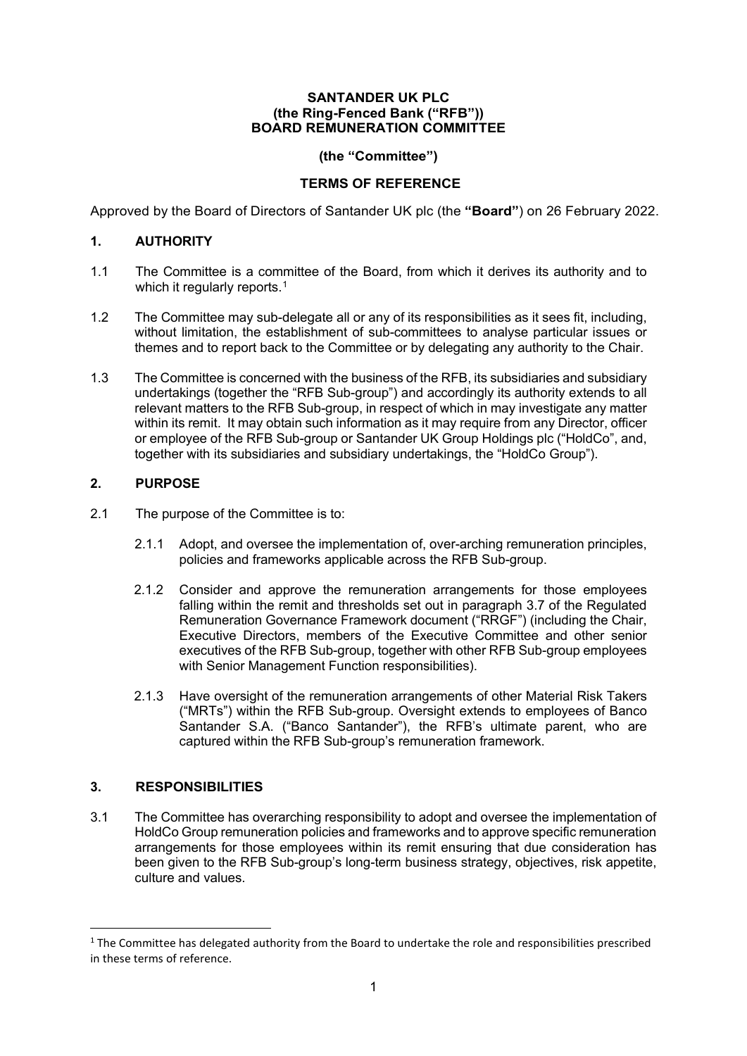**SANTANDER UK PLC**
**(the Ring-Fenced Bank ("RFB"))**
**BOARD REMUNERATION COMMITTEE**

**(the "Committee")**

**TERMS OF REFERENCE**

Approved by the Board of Directors of Santander UK plc (the **"Board"**) on 26 February 2022.

## 1. AUTHORITY

1.1 The Committee is a committee of the Board, from which it derives its authority and to which it regularly reports.[1]

1.2 The Committee may sub-delegate all or any of its responsibilities as it sees fit, including, without limitation, the establishment of sub-committees to analyse particular issues or themes and to report back to the Committee or by delegating any authority to the Chair.

1.3 The Committee is concerned with the business of the RFB, its subsidiaries and subsidiary undertakings (together the "RFB Sub-group") and accordingly its authority extends to all relevant matters to the RFB Sub-group, in respect of which in may investigate any matter within its remit. It may obtain such information as it may require from any Director, officer or employee of the RFB Sub-group or Santander UK Group Holdings plc ("HoldCo", and, together with its subsidiaries and subsidiary undertakings, the "HoldCo Group").

## 2. PURPOSE

2.1 The purpose of the Committee is to:

2.1.1 Adopt, and oversee the implementation of, over-arching remuneration principles, policies and frameworks applicable across the RFB Sub-group.

2.1.2 Consider and approve the remuneration arrangements for those employees falling within the remit and thresholds set out in paragraph 3.7 of the Regulated Remuneration Governance Framework document ("RRGF") (including the Chair, Executive Directors, members of the Executive Committee and other senior executives of the RFB Sub-group, together with other RFB Sub-group employees with Senior Management Function responsibilities).

2.1.3 Have oversight of the remuneration arrangements of other Material Risk Takers ("MRTs") within the RFB Sub-group. Oversight extends to employees of Banco Santander S.A. ("Banco Santander"), the RFB's ultimate parent, who are captured within the RFB Sub-group's remuneration framework.

## 3. RESPONSIBILITIES

3.1 The Committee has overarching responsibility to adopt and oversee the implementation of HoldCo Group remuneration policies and frameworks and to approve specific remuneration arrangements for those employees within its remit ensuring that due consideration has been given to the RFB Sub-group's long-term business strategy, objectives, risk appetite, culture and values.

[1] The Committee has delegated authority from the Board to undertake the role and responsibilities prescribed in these terms of reference.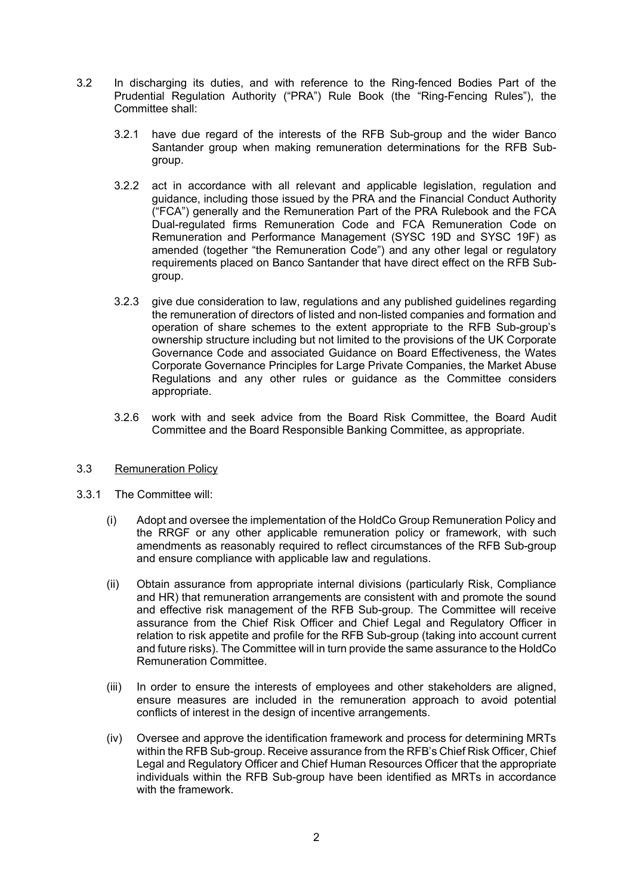3.2 In discharging its duties, and with reference to the Ring-fenced Bodies Part of the Prudential Regulation Authority ("PRA") Rule Book (the "Ring-Fencing Rules"), the Committee shall:

3.2.1 have due regard of the interests of the RFB Sub-group and the wider Banco Santander group when making remuneration determinations for the RFB Sub-group.

3.2.2 act in accordance with all relevant and applicable legislation, regulation and guidance, including those issued by the PRA and the Financial Conduct Authority ("FCA") generally and the Remuneration Part of the PRA Rulebook and the FCA Dual-regulated firms Remuneration Code and FCA Remuneration Code on Remuneration and Performance Management (SYSC 19D and SYSC 19F) as amended (together "the Remuneration Code") and any other legal or regulatory requirements placed on Banco Santander that have direct effect on the RFB Sub-group.

3.2.3 give due consideration to law, regulations and any published guidelines regarding the remuneration of directors of listed and non-listed companies and formation and operation of share schemes to the extent appropriate to the RFB Sub-group's ownership structure including but not limited to the provisions of the UK Corporate Governance Code and associated Guidance on Board Effectiveness, the Wates Corporate Governance Principles for Large Private Companies, the Market Abuse Regulations and any other rules or guidance as the Committee considers appropriate.

3.2.6 work with and seek advice from the Board Risk Committee, the Board Audit Committee and the Board Responsible Banking Committee, as appropriate.

3.3 Remuneration Policy

3.3.1 The Committee will:

(i) Adopt and oversee the implementation of the HoldCo Group Remuneration Policy and the RRGF or any other applicable remuneration policy or framework, with such amendments as reasonably required to reflect circumstances of the RFB Sub-group and ensure compliance with applicable law and regulations.

(ii) Obtain assurance from appropriate internal divisions (particularly Risk, Compliance and HR) that remuneration arrangements are consistent with and promote the sound and effective risk management of the RFB Sub-group. The Committee will receive assurance from the Chief Risk Officer and Chief Legal and Regulatory Officer in relation to risk appetite and profile for the RFB Sub-group (taking into account current and future risks). The Committee will in turn provide the same assurance to the HoldCo Remuneration Committee.

(iii) In order to ensure the interests of employees and other stakeholders are aligned, ensure measures are included in the remuneration approach to avoid potential conflicts of interest in the design of incentive arrangements.

(iv) Oversee and approve the identification framework and process for determining MRTs within the RFB Sub-group. Receive assurance from the RFB's Chief Risk Officer, Chief Legal and Regulatory Officer and Chief Human Resources Officer that the appropriate individuals within the RFB Sub-group have been identified as MRTs in accordance with the framework.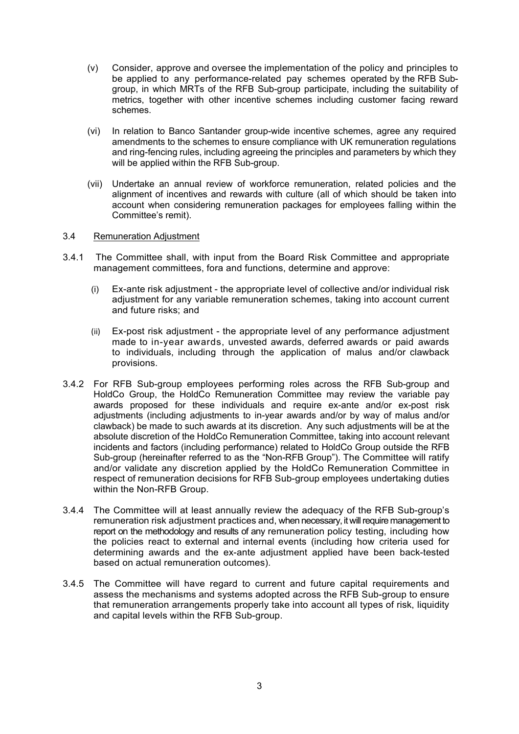(v) Consider, approve and oversee the implementation of the policy and principles to be applied to any performance-related pay schemes operated by the RFB Sub-group, in which MRTs of the RFB Sub-group participate, including the suitability of metrics, together with other incentive schemes including customer facing reward schemes.

(vi) In relation to Banco Santander group-wide incentive schemes, agree any required amendments to the schemes to ensure compliance with UK remuneration regulations and ring-fencing rules, including agreeing the principles and parameters by which they will be applied within the RFB Sub-group.

(vii) Undertake an annual review of workforce remuneration, related policies and the alignment of incentives and rewards with culture (all of which should be taken into account when considering remuneration packages for employees falling within the Committee's remit).

3.4 Remuneration Adjustment

3.4.1 The Committee shall, with input from the Board Risk Committee and appropriate management committees, fora and functions, determine and approve:

(i) Ex-ante risk adjustment - the appropriate level of collective and/or individual risk adjustment for any variable remuneration schemes, taking into account current and future risks; and

(ii) Ex-post risk adjustment - the appropriate level of any performance adjustment made to in-year awards, unvested awards, deferred awards or paid awards to individuals, including through the application of malus and/or clawback provisions.

3.4.2 For RFB Sub-group employees performing roles across the RFB Sub-group and HoldCo Group, the HoldCo Remuneration Committee may review the variable pay awards proposed for these individuals and require ex-ante and/or ex-post risk adjustments (including adjustments to in-year awards and/or by way of malus and/or clawback) be made to such awards at its discretion. Any such adjustments will be at the absolute discretion of the HoldCo Remuneration Committee, taking into account relevant incidents and factors (including performance) related to HoldCo Group outside the RFB Sub-group (hereinafter referred to as the "Non-RFB Group"). The Committee will ratify and/or validate any discretion applied by the HoldCo Remuneration Committee in respect of remuneration decisions for RFB Sub-group employees undertaking duties within the Non-RFB Group.

3.4.4 The Committee will at least annually review the adequacy of the RFB Sub-group's remuneration risk adjustment practices and, when necessary, it will require management to report on the methodology and results of any remuneration policy testing, including how the policies react to external and internal events (including how criteria used for determining awards and the ex-ante adjustment applied have been back-tested based on actual remuneration outcomes).

3.4.5 The Committee will have regard to current and future capital requirements and assess the mechanisms and systems adopted across the RFB Sub-group to ensure that remuneration arrangements properly take into account all types of risk, liquidity and capital levels within the RFB Sub-group.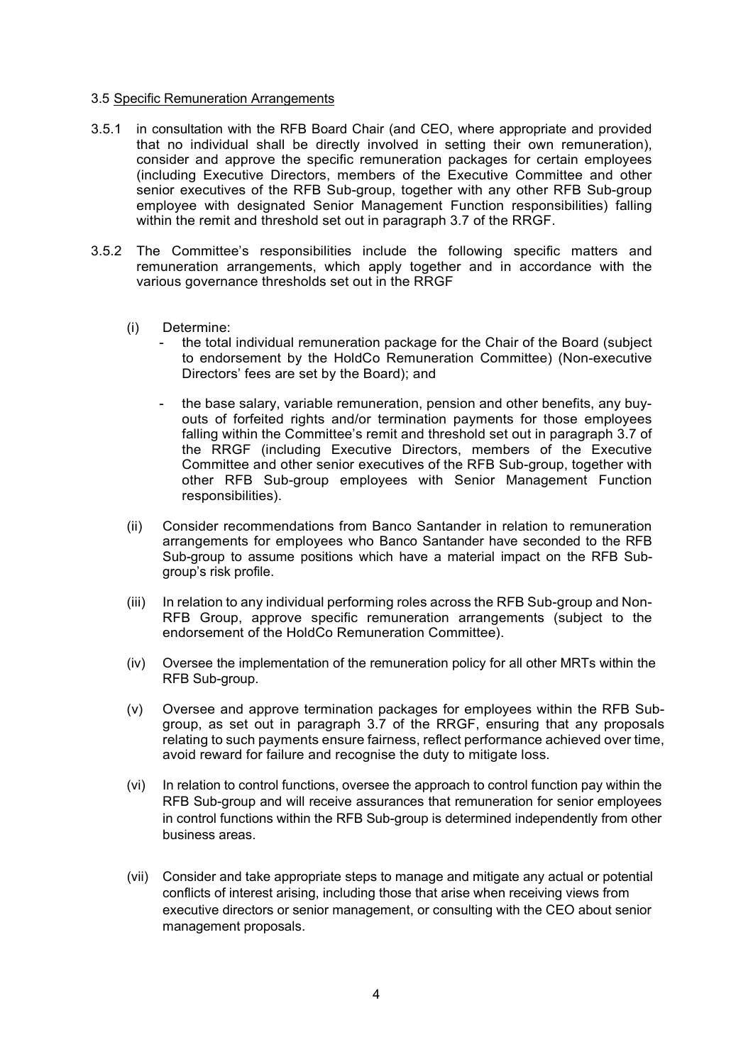### 3.5 Specific Remuneration Arrangements

3.5.1 in consultation with the RFB Board Chair (and CEO, where appropriate and provided that no individual shall be directly involved in setting their own remuneration), consider and approve the specific remuneration packages for certain employees (including Executive Directors, members of the Executive Committee and other senior executives of the RFB Sub-group, together with any other RFB Sub-group employee with designated Senior Management Function responsibilities) falling within the remit and threshold set out in paragraph 3.7 of the RRGF.

3.5.2 The Committee's responsibilities include the following specific matters and remuneration arrangements, which apply together and in accordance with the various governance thresholds set out in the RRGF

(i) Determine:

- the total individual remuneration package for the Chair of the Board (subject to endorsement by the HoldCo Remuneration Committee) (Non-executive Directors' fees are set by the Board); and
- the base salary, variable remuneration, pension and other benefits, any buy-outs of forfeited rights and/or termination payments for those employees falling within the Committee's remit and threshold set out in paragraph 3.7 of the RRGF (including Executive Directors, members of the Executive Committee and other senior executives of the RFB Sub-group, together with other RFB Sub-group employees with Senior Management Function responsibilities).

(ii) Consider recommendations from Banco Santander in relation to remuneration arrangements for employees who Banco Santander have seconded to the RFB Sub-group to assume positions which have a material impact on the RFB Sub-group's risk profile.

(iii) In relation to any individual performing roles across the RFB Sub-group and Non-RFB Group, approve specific remuneration arrangements (subject to the endorsement of the HoldCo Remuneration Committee).

(iv) Oversee the implementation of the remuneration policy for all other MRTs within the RFB Sub-group.

(v) Oversee and approve termination packages for employees within the RFB Sub-group, as set out in paragraph 3.7 of the RRGF, ensuring that any proposals relating to such payments ensure fairness, reflect performance achieved over time, avoid reward for failure and recognise the duty to mitigate loss.

(vi) In relation to control functions, oversee the approach to control function pay within the RFB Sub-group and will receive assurances that remuneration for senior employees in control functions within the RFB Sub-group is determined independently from other business areas.

(vii) Consider and take appropriate steps to manage and mitigate any actual or potential conflicts of interest arising, including those that arise when receiving views from executive directors or senior management, or consulting with the CEO about senior management proposals.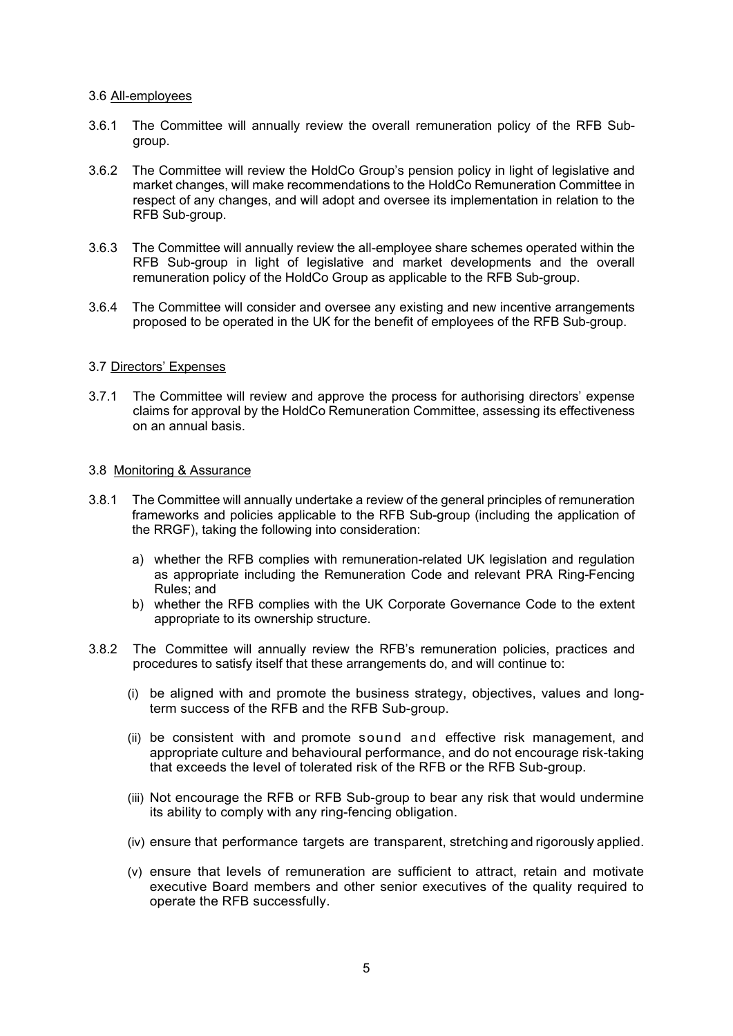### 3.6 <u>All-employees</u>

3.6.1 The Committee will annually review the overall remuneration policy of the RFB Sub-group.

3.6.2 The Committee will review the HoldCo Group's pension policy in light of legislative and market changes, will make recommendations to the HoldCo Remuneration Committee in respect of any changes, and will adopt and oversee its implementation in relation to the RFB Sub-group.

3.6.3 The Committee will annually review the all-employee share schemes operated within the RFB Sub-group in light of legislative and market developments and the overall remuneration policy of the HoldCo Group as applicable to the RFB Sub-group.

3.6.4 The Committee will consider and oversee any existing and new incentive arrangements proposed to be operated in the UK for the benefit of employees of the RFB Sub-group.

### 3.7 <u>Directors' Expenses</u>

3.7.1 The Committee will review and approve the process for authorising directors' expense claims for approval by the HoldCo Remuneration Committee, assessing its effectiveness on an annual basis.

### 3.8 <u>Monitoring & Assurance</u>

3.8.1 The Committee will annually undertake a review of the general principles of remuneration frameworks and policies applicable to the RFB Sub-group (including the application of the RRGF), taking the following into consideration:

a) whether the RFB complies with remuneration-related UK legislation and regulation as appropriate including the Remuneration Code and relevant PRA Ring-Fencing Rules; and
b) whether the RFB complies with the UK Corporate Governance Code to the extent appropriate to its ownership structure.

3.8.2 The Committee will annually review the RFB's remuneration policies, practices and procedures to satisfy itself that these arrangements do, and will continue to:

(i) be aligned with and promote the business strategy, objectives, values and long-term success of the RFB and the RFB Sub-group.

(ii) be consistent with and promote sound and effective risk management, and appropriate culture and behavioural performance, and do not encourage risk-taking that exceeds the level of tolerated risk of the RFB or the RFB Sub-group.

(iii) Not encourage the RFB or RFB Sub-group to bear any risk that would undermine its ability to comply with any ring-fencing obligation.

(iv) ensure that performance targets are transparent, stretching and rigorously applied.

(v) ensure that levels of remuneration are sufficient to attract, retain and motivate executive Board members and other senior executives of the quality required to operate the RFB successfully.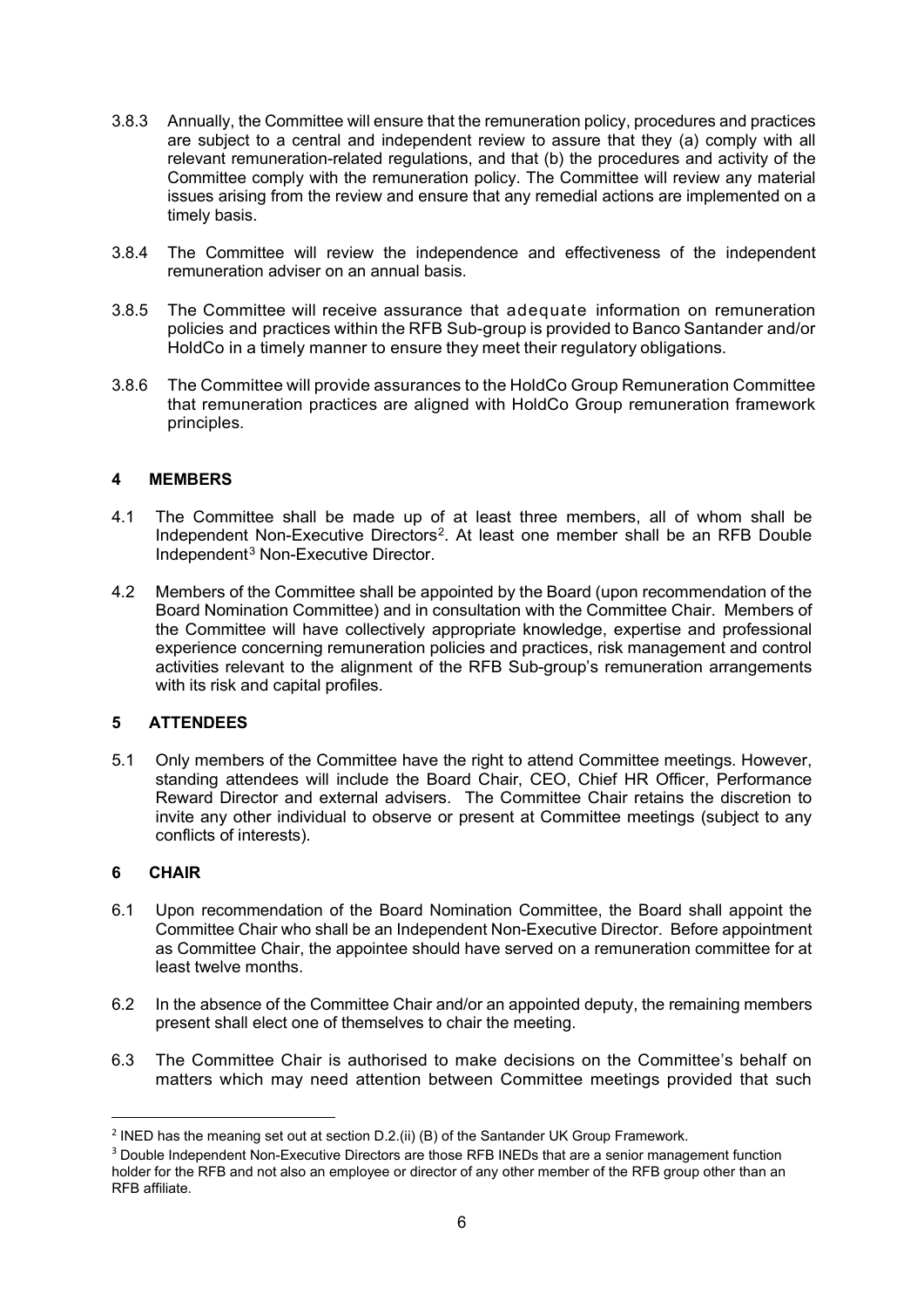3.8.3 Annually, the Committee will ensure that the remuneration policy, procedures and practices are subject to a central and independent review to assure that they (a) comply with all relevant remuneration-related regulations, and that (b) the procedures and activity of the Committee comply with the remuneration policy. The Committee will review any material issues arising from the review and ensure that any remedial actions are implemented on a timely basis.

3.8.4 The Committee will review the independence and effectiveness of the independent remuneration adviser on an annual basis.

3.8.5 The Committee will receive assurance that adequate information on remuneration policies and practices within the RFB Sub-group is provided to Banco Santander and/or HoldCo in a timely manner to ensure they meet their regulatory obligations.

3.8.6 The Committee will provide assurances to the HoldCo Group Remuneration Committee that remuneration practices are aligned with HoldCo Group remuneration framework principles.

## 4 MEMBERS

4.1 The Committee shall be made up of at least three members, all of whom shall be Independent Non-Executive Directors[2]. At least one member shall be an RFB Double Independent[3] Non-Executive Director.

4.2 Members of the Committee shall be appointed by the Board (upon recommendation of the Board Nomination Committee) and in consultation with the Committee Chair. Members of the Committee will have collectively appropriate knowledge, expertise and professional experience concerning remuneration policies and practices, risk management and control activities relevant to the alignment of the RFB Sub-group's remuneration arrangements with its risk and capital profiles.

## 5 ATTENDEES

5.1 Only members of the Committee have the right to attend Committee meetings. However, standing attendees will include the Board Chair, CEO, Chief HR Officer, Performance Reward Director and external advisers. The Committee Chair retains the discretion to invite any other individual to observe or present at Committee meetings (subject to any conflicts of interests).

## 6 CHAIR

6.1 Upon recommendation of the Board Nomination Committee, the Board shall appoint the Committee Chair who shall be an Independent Non-Executive Director. Before appointment as Committee Chair, the appointee should have served on a remuneration committee for at least twelve months.

6.2 In the absence of the Committee Chair and/or an appointed deputy, the remaining members present shall elect one of themselves to chair the meeting.

6.3 The Committee Chair is authorised to make decisions on the Committee's behalf on matters which may need attention between Committee meetings provided that such

---

[2] INED has the meaning set out at section D.2.(ii) (B) of the Santander UK Group Framework.

[3] Double Independent Non-Executive Directors are those RFB INEDs that are a senior management function holder for the RFB and not also an employee or director of any other member of the RFB group other than an RFB affiliate.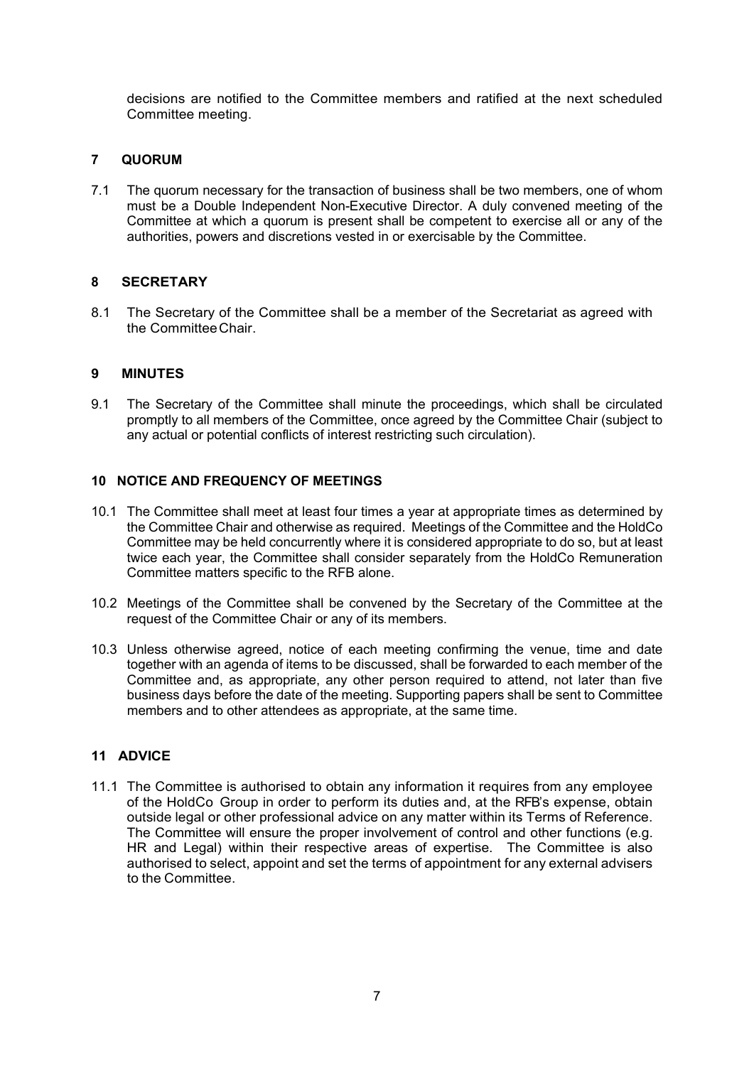decisions are notified to the Committee members and ratified at the next scheduled Committee meeting.

## 7 QUORUM

7.1 The quorum necessary for the transaction of business shall be two members, one of whom must be a Double Independent Non-Executive Director. A duly convened meeting of the Committee at which a quorum is present shall be competent to exercise all or any of the authorities, powers and discretions vested in or exercisable by the Committee.

## 8 SECRETARY

8.1 The Secretary of the Committee shall be a member of the Secretariat as agreed with the Committee Chair.

## 9 MINUTES

9.1 The Secretary of the Committee shall minute the proceedings, which shall be circulated promptly to all members of the Committee, once agreed by the Committee Chair (subject to any actual or potential conflicts of interest restricting such circulation).

## 10 NOTICE AND FREQUENCY OF MEETINGS

10.1 The Committee shall meet at least four times a year at appropriate times as determined by the Committee Chair and otherwise as required. Meetings of the Committee and the HoldCo Committee may be held concurrently where it is considered appropriate to do so, but at least twice each year, the Committee shall consider separately from the HoldCo Remuneration Committee matters specific to the RFB alone.

10.2 Meetings of the Committee shall be convened by the Secretary of the Committee at the request of the Committee Chair or any of its members.

10.3 Unless otherwise agreed, notice of each meeting confirming the venue, time and date together with an agenda of items to be discussed, shall be forwarded to each member of the Committee and, as appropriate, any other person required to attend, not later than five business days before the date of the meeting. Supporting papers shall be sent to Committee members and to other attendees as appropriate, at the same time.

## 11 ADVICE

11.1 The Committee is authorised to obtain any information it requires from any employee of the HoldCo Group in order to perform its duties and, at the RFB's expense, obtain outside legal or other professional advice on any matter within its Terms of Reference. The Committee will ensure the proper involvement of control and other functions (e.g. HR and Legal) within their respective areas of expertise. The Committee is also authorised to select, appoint and set the terms of appointment for any external advisers to the Committee.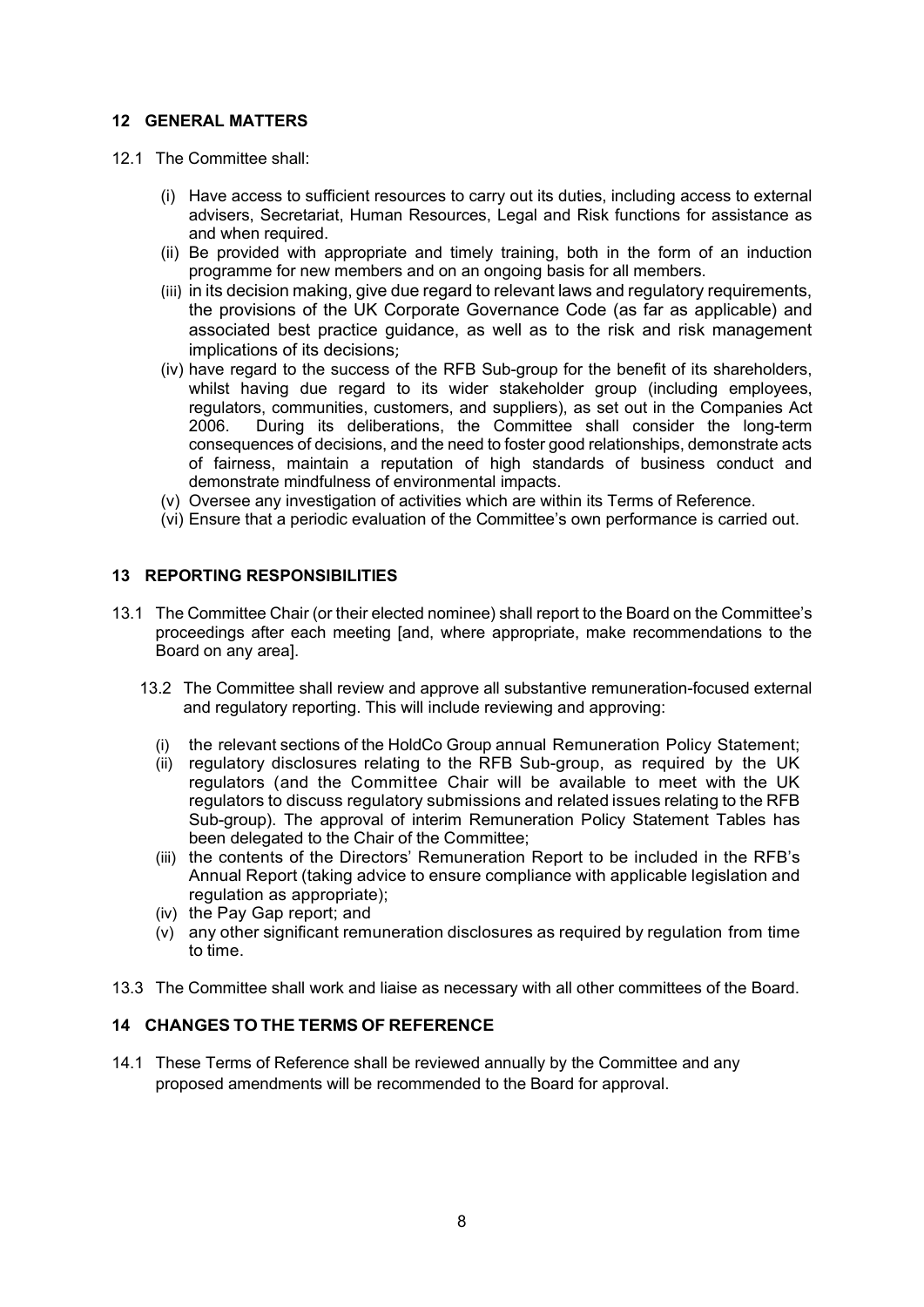## 12 GENERAL MATTERS

12.1 The Committee shall:

(i) Have access to sufficient resources to carry out its duties, including access to external advisers, Secretariat, Human Resources, Legal and Risk functions for assistance as and when required.

(ii) Be provided with appropriate and timely training, both in the form of an induction programme for new members and on an ongoing basis for all members.

(iii) in its decision making, give due regard to relevant laws and regulatory requirements, the provisions of the UK Corporate Governance Code (as far as applicable) and associated best practice guidance, as well as to the risk and risk management implications of its decisions;

(iv) have regard to the success of the RFB Sub-group for the benefit of its shareholders, whilst having due regard to its wider stakeholder group (including employees, regulators, communities, customers, and suppliers), as set out in the Companies Act 2006. During its deliberations, the Committee shall consider the long-term consequences of decisions, and the need to foster good relationships, demonstrate acts of fairness, maintain a reputation of high standards of business conduct and demonstrate mindfulness of environmental impacts.

(v) Oversee any investigation of activities which are within its Terms of Reference.

(vi) Ensure that a periodic evaluation of the Committee's own performance is carried out.

## 13 REPORTING RESPONSIBILITIES

13.1 The Committee Chair (or their elected nominee) shall report to the Board on the Committee's proceedings after each meeting [and, where appropriate, make recommendations to the Board on any area].

13.2 The Committee shall review and approve all substantive remuneration-focused external and regulatory reporting. This will include reviewing and approving:

(i) the relevant sections of the HoldCo Group annual Remuneration Policy Statement;

(ii) regulatory disclosures relating to the RFB Sub-group, as required by the UK regulators (and the Committee Chair will be available to meet with the UK regulators to discuss regulatory submissions and related issues relating to the RFB Sub-group). The approval of interim Remuneration Policy Statement Tables has been delegated to the Chair of the Committee;

(iii) the contents of the Directors' Remuneration Report to be included in the RFB's Annual Report (taking advice to ensure compliance with applicable legislation and regulation as appropriate);

(iv) the Pay Gap report; and

(v) any other significant remuneration disclosures as required by regulation from time to time.

13.3 The Committee shall work and liaise as necessary with all other committees of the Board.

## 14 CHANGES TO THE TERMS OF REFERENCE

14.1 These Terms of Reference shall be reviewed annually by the Committee and any proposed amendments will be recommended to the Board for approval.